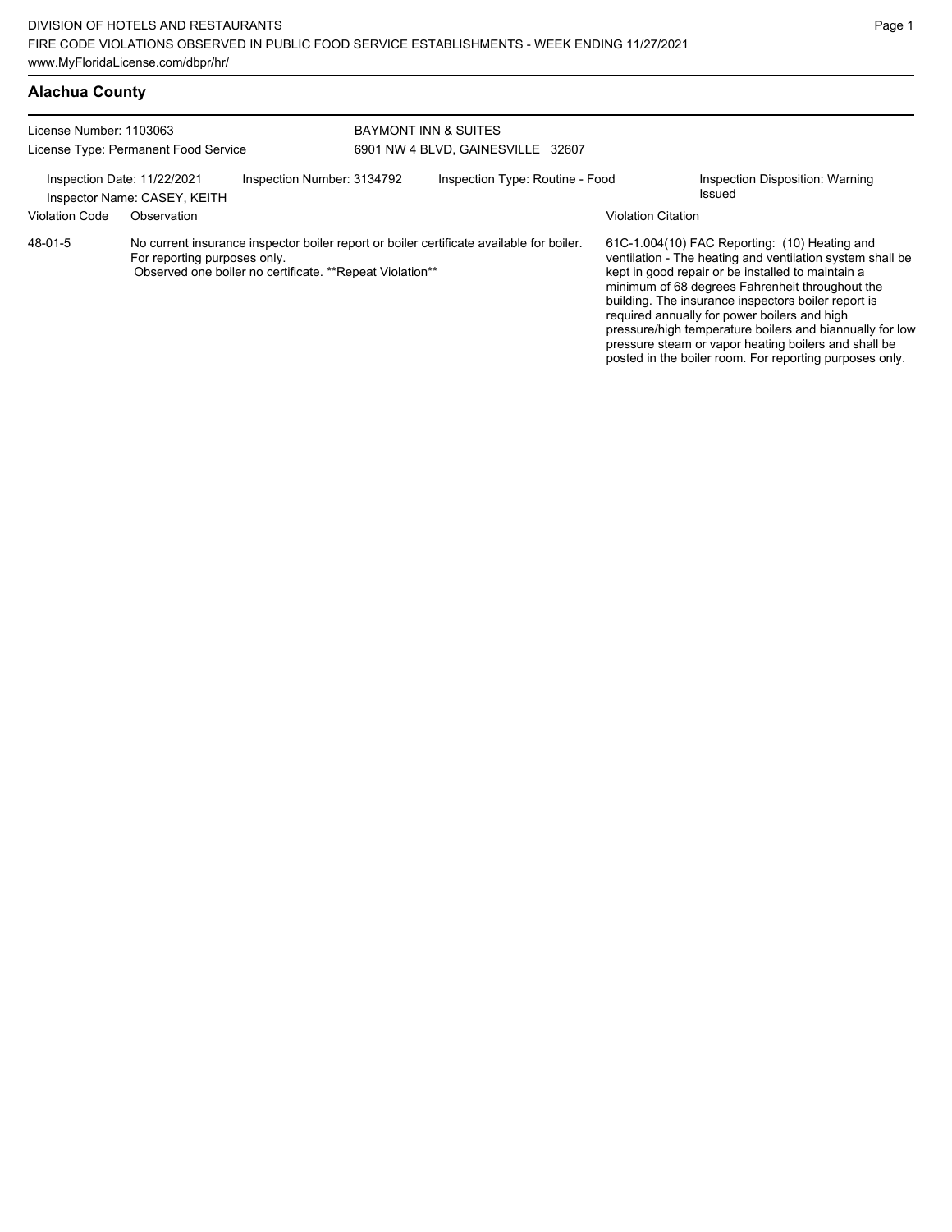DIVISION OF HOTELS AND RESTAURANTS
FIRE CODE VIOLATIONS OBSERVED IN PUBLIC FOOD SERVICE ESTABLISHMENTS - WEEK ENDING 11/27/2021
www.MyFloridaLicense.com/dbpr/hr/

## Alachua County

License Number: 1103063
License Type: Permanent Food Service

BAYMONT INN & SUITES
6901 NW 4 BLVD, GAINESVILLE 32607

Inspection Date: 11/22/2021
Inspector Name: CASEY, KEITH
Inspection Number: 3134792
Inspection Type: Routine - Food
Inspection Disposition: Warning Issued

| Violation Code | Observation | Violation Citation |
| --- | --- | --- |
| 48-01-5 | No current insurance inspector boiler report or boiler certificate available for boiler. For reporting purposes only. Observed one boiler no certificate. **Repeat Violation** | 61C-1.004(10) FAC Reporting: (10) Heating and ventilation - The heating and ventilation system shall be kept in good repair or be installed to maintain a minimum of 68 degrees Fahrenheit throughout the building. The insurance inspectors boiler report is required annually for power boilers and high pressure/high temperature boilers and biannually for low pressure steam or vapor heating boilers and shall be posted in the boiler room. For reporting purposes only. |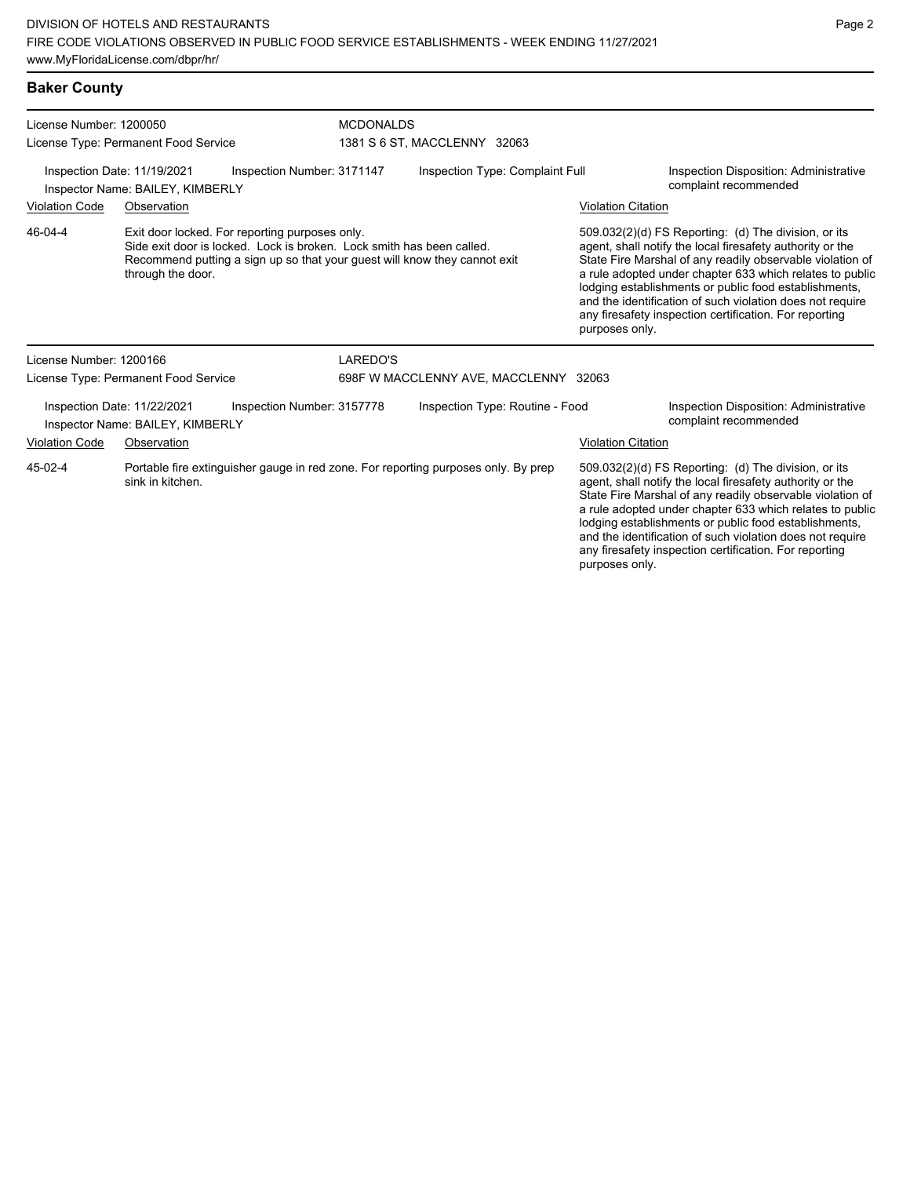## Baker County

**License Number:** 1200050
**License Type:** Permanent Food Service

**MCDONALDS**
1381 S 6 ST, MACCLENNY 32063

**Inspection Date:** 11/19/2021
**Inspector Name:** BAILEY, KIMBERLY
**Inspection Number:** 3171147
**Inspection Type:** Complaint Full
**Inspection Disposition:** Administrative complaint recommended

| Violation Code | Observation | Violation Citation |
| --- | --- | --- |
| 46-04-4 | Exit door locked. For reporting purposes only. Side exit door is locked. Lock is broken. Lock smith has been called. Recommend putting a sign up so that your guest will know they cannot exit through the door. | 509.032(2)(d) FS Reporting: (d) The division, or its agent, shall notify the local firesafety authority or the State Fire Marshal of any readily observable violation of a rule adopted under chapter 633 which relates to public lodging establishments or public food establishments, and the identification of such violation does not require any firesafety inspection certification. For reporting purposes only. |

---

**License Number:** 1200166
**License Type:** Permanent Food Service

**LAREDO'S**
698F W MACCLENNY AVE, MACCLENNY 32063

**Inspection Date:** 11/22/2021
**Inspector Name:** BAILEY, KIMBERLY
**Inspection Number:** 3157778
**Inspection Type:** Routine - Food
**Inspection Disposition:** Administrative complaint recommended

| Violation Code | Observation | Violation Citation |
| --- | --- | --- |
| 45-02-4 | Portable fire extinguisher gauge in red zone. For reporting purposes only. By prep sink in kitchen. | 509.032(2)(d) FS Reporting: (d) The division, or its agent, shall notify the local firesafety authority or the State Fire Marshal of any readily observable violation of a rule adopted under chapter 633 which relates to public lodging establishments or public food establishments, and the identification of such violation does not require any firesafety inspection certification. For reporting purposes only. |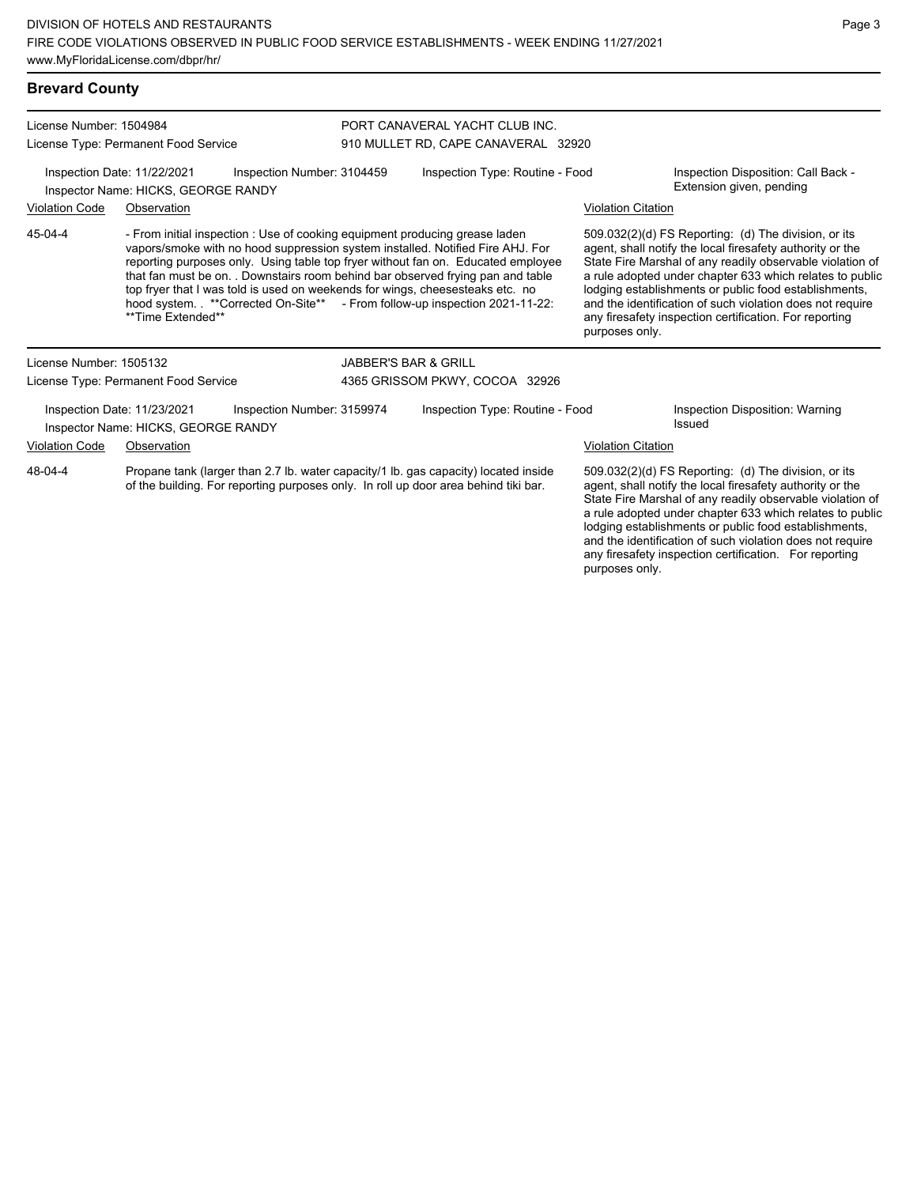## Brevard County

**License Number:** 1504984
**License Type:** Permanent Food Service

PORT CANAVERAL YACHT CLUB INC.
910 MULLET RD, CAPE CANAVERAL 32920

**Inspection Date:** 11/22/2021 **Inspection Number:** 3104459 **Inspection Type:** Routine - Food **Inspection Disposition:** Call Back - Extension given, pending
**Inspector Name:** HICKS, GEORGE RANDY

| Violation Code | Observation | Violation Citation |
|---|---|---|
| 45-04-4 | - From initial inspection : Use of cooking equipment producing grease laden vapors/smoke with no hood suppression system installed. Notified Fire AHJ. For reporting purposes only. Using table top fryer without fan on. Educated employee that fan must be on. . Downstairs room behind bar observed frying pan and table top fryer that I was told is used on weekends for wings, cheesesteaks etc. no hood system. . **Corrected On-Site** - From follow-up inspection 2021-11-22: **Time Extended** | 509.032(2)(d) FS Reporting: (d) The division, or its agent, shall notify the local firesafety authority or the State Fire Marshal of any readily observable violation of a rule adopted under chapter 633 which relates to public lodging establishments or public food establishments, and the identification of such violation does not require any firesafety inspection certification. For reporting purposes only. |

**License Number:** 1505132
**License Type:** Permanent Food Service

JABBER'S BAR & GRILL
4365 GRISSOM PKWY, COCOA 32926

**Inspection Date:** 11/23/2021 **Inspection Number:** 3159974 **Inspection Type:** Routine - Food **Inspection Disposition:** Warning Issued
**Inspector Name:** HICKS, GEORGE RANDY

| Violation Code | Observation | Violation Citation |
|---|---|---|
| 48-04-4 | Propane tank (larger than 2.7 lb. water capacity/1 lb. gas capacity) located inside of the building. For reporting purposes only. In roll up door area behind tiki bar. | 509.032(2)(d) FS Reporting: (d) The division, or its agent, shall notify the local firesafety authority or the State Fire Marshal of any readily observable violation of a rule adopted under chapter 633 which relates to public lodging establishments or public food establishments, and the identification of such violation does not require any firesafety inspection certification. For reporting purposes only. |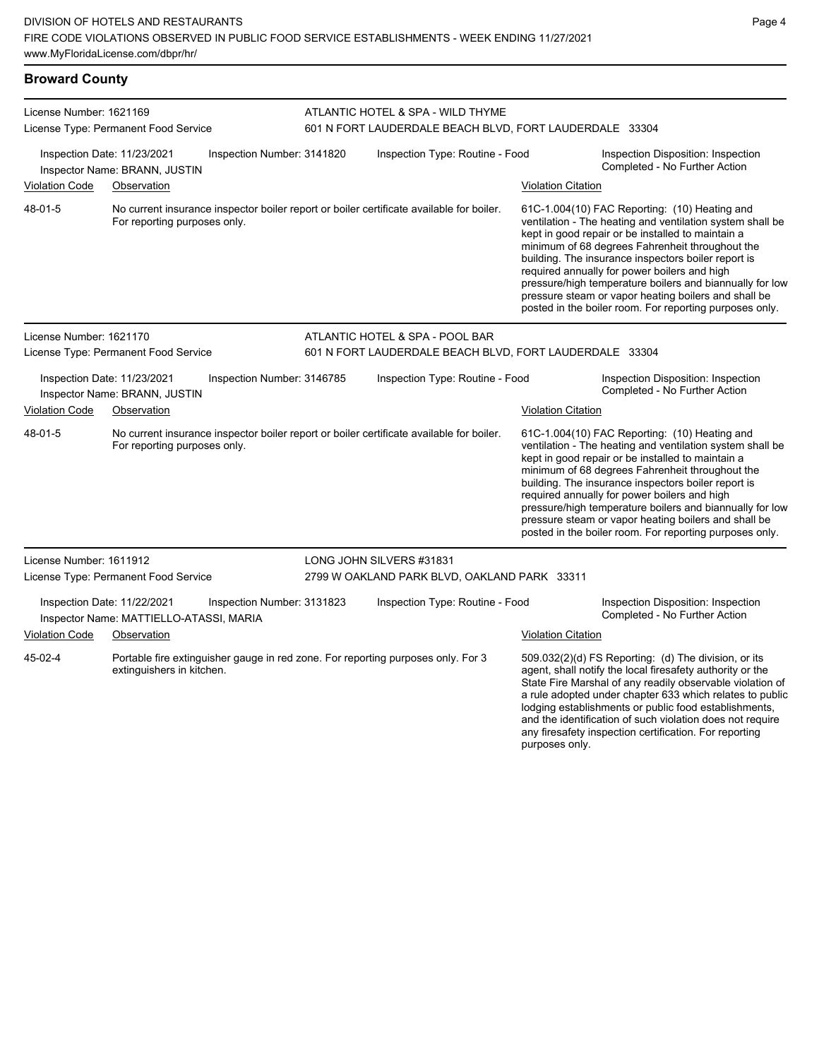## Broward County

**License Number:** 1621169
**License Type:** Permanent Food Service

**ATLANTIC HOTEL & SPA - WILD THYME**
601 N FORT LAUDERDALE BEACH BLVD, FORT LAUDERDALE 33304

**Inspection Date:** 11/23/2021 | **Inspection Number:** 3141820 | **Inspection Type:** Routine - Food | **Inspection Disposition:** Inspection Completed - No Further Action
**Inspector Name:** BRANN, JUSTIN

| Violation Code | Observation | Violation Citation |
|---|---|---|
| 48-01-5 | No current insurance inspector boiler report or boiler certificate available for boiler. For reporting purposes only. | 61C-1.004(10) FAC Reporting: (10) Heating and ventilation - The heating and ventilation system shall be kept in good repair or be installed to maintain a minimum of 68 degrees Fahrenheit throughout the building. The insurance inspectors boiler report is required annually for power boilers and high pressure/high temperature boilers and biannually for low pressure steam or vapor heating boilers and shall be posted in the boiler room. For reporting purposes only. |

**License Number:** 1621170
**License Type:** Permanent Food Service

**ATLANTIC HOTEL & SPA - POOL BAR**
601 N FORT LAUDERDALE BEACH BLVD, FORT LAUDERDALE 33304

**Inspection Date:** 11/23/2021 | **Inspection Number:** 3146785 | **Inspection Type:** Routine - Food | **Inspection Disposition:** Inspection Completed - No Further Action
**Inspector Name:** BRANN, JUSTIN

| Violation Code | Observation | Violation Citation |
|---|---|---|
| 48-01-5 | No current insurance inspector boiler report or boiler certificate available for boiler. For reporting purposes only. | 61C-1.004(10) FAC Reporting: (10) Heating and ventilation - The heating and ventilation system shall be kept in good repair or be installed to maintain a minimum of 68 degrees Fahrenheit throughout the building. The insurance inspectors boiler report is required annually for power boilers and high pressure/high temperature boilers and biannually for low pressure steam or vapor heating boilers and shall be posted in the boiler room. For reporting purposes only. |

**License Number:** 1611912
**License Type:** Permanent Food Service

**LONG JOHN SILVERS #31831**
2799 W OAKLAND PARK BLVD, OAKLAND PARK 33311

**Inspection Date:** 11/22/2021 | **Inspection Number:** 3131823 | **Inspection Type:** Routine - Food | **Inspection Disposition:** Inspection Completed - No Further Action
**Inspector Name:** MATTIELLO-ATASSI, MARIA

| Violation Code | Observation | Violation Citation |
|---|---|---|
| 45-02-4 | Portable fire extinguisher gauge in red zone. For reporting purposes only. For 3 extinguishers in kitchen. | 509.032(2)(d) FS Reporting: (d) The division, or its agent, shall notify the local firesafety authority or the State Fire Marshal of any readily observable violation of a rule adopted under chapter 633 which relates to public lodging establishments or public food establishments, and the identification of such violation does not require any firesafety inspection certification. For reporting purposes only. |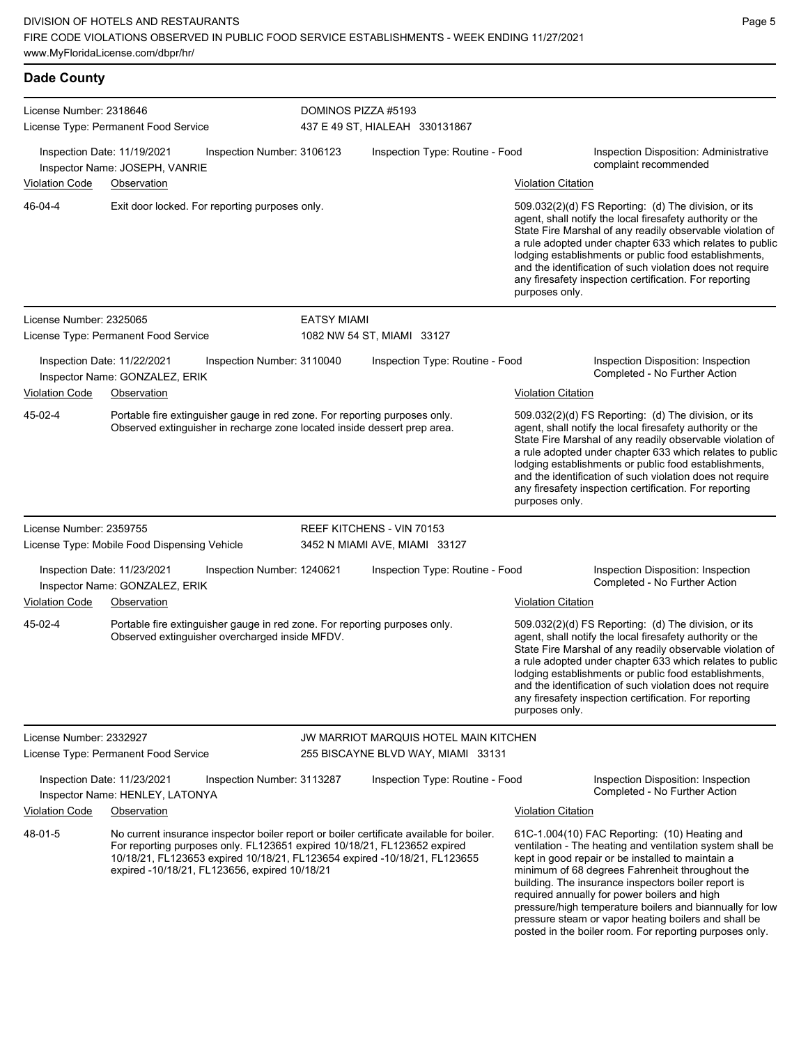## Dade County

**License Number:** 2318646
**License Type:** Permanent Food Service
**DOMINOS PIZZA #5193**
437 E 49 ST, HIALEAH 330131867

Inspection Date: 11/19/2021 | Inspection Number: 3106123 | Inspection Type: Routine - Food | Inspection Disposition: Administrative complaint recommended
Inspector Name: JOSEPH, VANRIE

| Violation Code | Observation | Violation Citation |
| --- | --- | --- |
| 46-04-4 | Exit door locked. For reporting purposes only. | 509.032(2)(d) FS Reporting: (d) The division, or its agent, shall notify the local firesafety authority or the State Fire Marshal of any readily observable violation of a rule adopted under chapter 633 which relates to public lodging establishments or public food establishments, and the identification of such violation does not require any firesafety inspection certification. For reporting purposes only. |

---

**License Number:** 2325065
**License Type:** Permanent Food Service
**EATSY MIAMI**
1082 NW 54 ST, MIAMI 33127

Inspection Date: 11/22/2021 | Inspection Number: 3110040 | Inspection Type: Routine - Food | Inspection Disposition: Inspection Completed - No Further Action
Inspector Name: GONZALEZ, ERIK

| Violation Code | Observation | Violation Citation |
| --- | --- | --- |
| 45-02-4 | Portable fire extinguisher gauge in red zone. For reporting purposes only. Observed extinguisher in recharge zone located inside dessert prep area. | 509.032(2)(d) FS Reporting: (d) The division, or its agent, shall notify the local firesafety authority or the State Fire Marshal of any readily observable violation of a rule adopted under chapter 633 which relates to public lodging establishments or public food establishments, and the identification of such violation does not require any firesafety inspection certification. For reporting purposes only. |

---

**License Number:** 2359755
**License Type:** Mobile Food Dispensing Vehicle
**REEF KITCHENS - VIN 70153**
3452 N MIAMI AVE, MIAMI 33127

Inspection Date: 11/23/2021 | Inspection Number: 1240621 | Inspection Type: Routine - Food | Inspection Disposition: Inspection Completed - No Further Action
Inspector Name: GONZALEZ, ERIK

| Violation Code | Observation | Violation Citation |
| --- | --- | --- |
| 45-02-4 | Portable fire extinguisher gauge in red zone. For reporting purposes only. Observed extinguisher overcharged inside MFDV. | 509.032(2)(d) FS Reporting: (d) The division, or its agent, shall notify the local firesafety authority or the State Fire Marshal of any readily observable violation of a rule adopted under chapter 633 which relates to public lodging establishments or public food establishments, and the identification of such violation does not require any firesafety inspection certification. For reporting purposes only. |

---

**License Number:** 2332927
**License Type:** Permanent Food Service
**JW MARRIOT MARQUIS HOTEL MAIN KITCHEN**
255 BISCAYNE BLVD WAY, MIAMI 33131

Inspection Date: 11/23/2021 | Inspection Number: 3113287 | Inspection Type: Routine - Food | Inspection Disposition: Inspection Completed - No Further Action
Inspector Name: HENLEY, LATONYA

| Violation Code | Observation | Violation Citation |
| --- | --- | --- |
| 48-01-5 | No current insurance inspector boiler report or boiler certificate available for boiler. For reporting purposes only. FL123651 expired 10/18/21, FL123652 expired 10/18/21, FL123653 expired 10/18/21, FL123654 expired -10/18/21, FL123655 expired -10/18/21, FL123656, expired 10/18/21 | 61C-1.004(10) FAC Reporting: (10) Heating and ventilation - The heating and ventilation system shall be kept in good repair or be installed to maintain a minimum of 68 degrees Fahrenheit throughout the building. The insurance inspectors boiler report is required annually for power boilers and high pressure/high temperature boilers and biannually for low pressure steam or vapor heating boilers and shall be posted in the boiler room. For reporting purposes only. |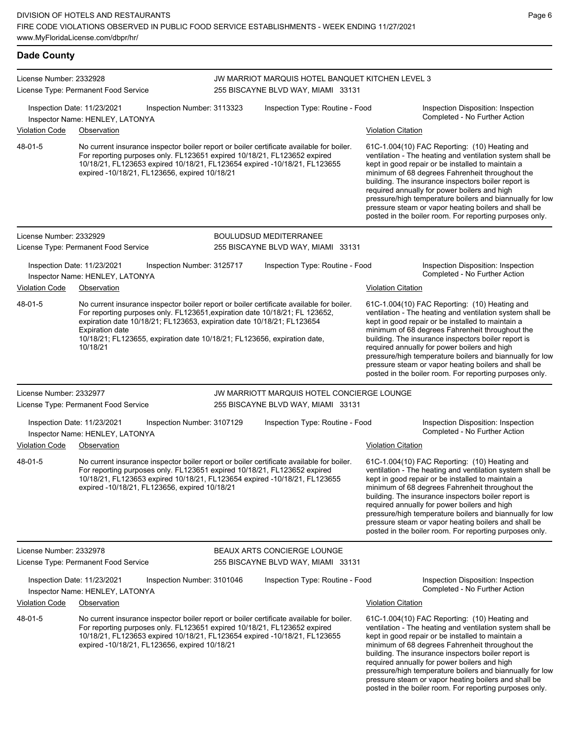## Dade County

**License Number:** 2332928
**License Type:** Permanent Food Service

**JW MARRIOT MARQUIS HOTEL BANQUET KITCHEN LEVEL 3**
255 BISCAYNE BLVD WAY, MIAMI 33131

Inspection Date: 11/23/2021 | Inspection Number: 3113323 | Inspection Type: Routine - Food | Inspection Disposition: Inspection Completed - No Further Action
Inspector Name: HENLEY, LATONYA

| Violation Code | Observation | Violation Citation |
| --- | --- | --- |
| 48-01-5 | No current insurance inspector boiler report or boiler certificate available for boiler. For reporting purposes only. FL123651 expired 10/18/21, FL123652 expired 10/18/21, FL123653 expired 10/18/21, FL123654 expired -10/18/21, FL123655 expired -10/18/21, FL123656, expired 10/18/21 | 61C-1.004(10) FAC Reporting: (10) Heating and ventilation - The heating and ventilation system shall be kept in good repair or be installed to maintain a minimum of 68 degrees Fahrenheit throughout the building. The insurance inspectors boiler report is required annually for power boilers and high pressure/high temperature boilers and biannually for low pressure steam or vapor heating boilers and shall be posted in the boiler room. For reporting purposes only. |

---

**License Number:** 2332929
**License Type:** Permanent Food Service

**BOULUDSUD MEDITERRANEE**
255 BISCAYNE BLVD WAY, MIAMI 33131

Inspection Date: 11/23/2021 | Inspection Number: 3125717 | Inspection Type: Routine - Food | Inspection Disposition: Inspection Completed - No Further Action
Inspector Name: HENLEY, LATONYA

| Violation Code | Observation | Violation Citation |
| --- | --- | --- |
| 48-01-5 | No current insurance inspector boiler report or boiler certificate available for boiler. For reporting purposes only. FL123651,expiration date 10/18/21; FL 123652, expiration date 10/18/21; FL123653, expiration date 10/18/21; FL123654 Expiration date 10/18/21; FL123655, expiration date 10/18/21; FL123656, expiration date, 10/18/21 | 61C-1.004(10) FAC Reporting: (10) Heating and ventilation - The heating and ventilation system shall be kept in good repair or be installed to maintain a minimum of 68 degrees Fahrenheit throughout the building. The insurance inspectors boiler report is required annually for power boilers and high pressure/high temperature boilers and biannually for low pressure steam or vapor heating boilers and shall be posted in the boiler room. For reporting purposes only. |

---

**License Number:** 2332977
**License Type:** Permanent Food Service

**JW MARRIOTT MARQUIS HOTEL CONCIERGE LOUNGE**
255 BISCAYNE BLVD WAY, MIAMI 33131

Inspection Date: 11/23/2021 | Inspection Number: 3107129 | Inspection Type: Routine - Food | Inspection Disposition: Inspection Completed - No Further Action
Inspector Name: HENLEY, LATONYA

| Violation Code | Observation | Violation Citation |
| --- | --- | --- |
| 48-01-5 | No current insurance inspector boiler report or boiler certificate available for boiler. For reporting purposes only. FL123651 expired 10/18/21, FL123652 expired 10/18/21, FL123653 expired 10/18/21, FL123654 expired -10/18/21, FL123655 expired -10/18/21, FL123656, expired 10/18/21 | 61C-1.004(10) FAC Reporting: (10) Heating and ventilation - The heating and ventilation system shall be kept in good repair or be installed to maintain a minimum of 68 degrees Fahrenheit throughout the building. The insurance inspectors boiler report is required annually for power boilers and high pressure/high temperature boilers and biannually for low pressure steam or vapor heating boilers and shall be posted in the boiler room. For reporting purposes only. |

---

**License Number:** 2332978
**License Type:** Permanent Food Service

**BEAUX ARTS CONCIERGE LOUNGE**
255 BISCAYNE BLVD WAY, MIAMI 33131

Inspection Date: 11/23/2021 | Inspection Number: 3101046 | Inspection Type: Routine - Food | Inspection Disposition: Inspection Completed - No Further Action
Inspector Name: HENLEY, LATONYA

| Violation Code | Observation | Violation Citation |
| --- | --- | --- |
| 48-01-5 | No current insurance inspector boiler report or boiler certificate available for boiler. For reporting purposes only. FL123651 expired 10/18/21, FL123652 expired 10/18/21, FL123653 expired 10/18/21, FL123654 expired -10/18/21, FL123655 expired -10/18/21, FL123656, expired 10/18/21 | 61C-1.004(10) FAC Reporting: (10) Heating and ventilation - The heating and ventilation system shall be kept in good repair or be installed to maintain a minimum of 68 degrees Fahrenheit throughout the building. The insurance inspectors boiler report is required annually for power boilers and high pressure/high temperature boilers and biannually for low pressure steam or vapor heating boilers and shall be posted in the boiler room. For reporting purposes only. |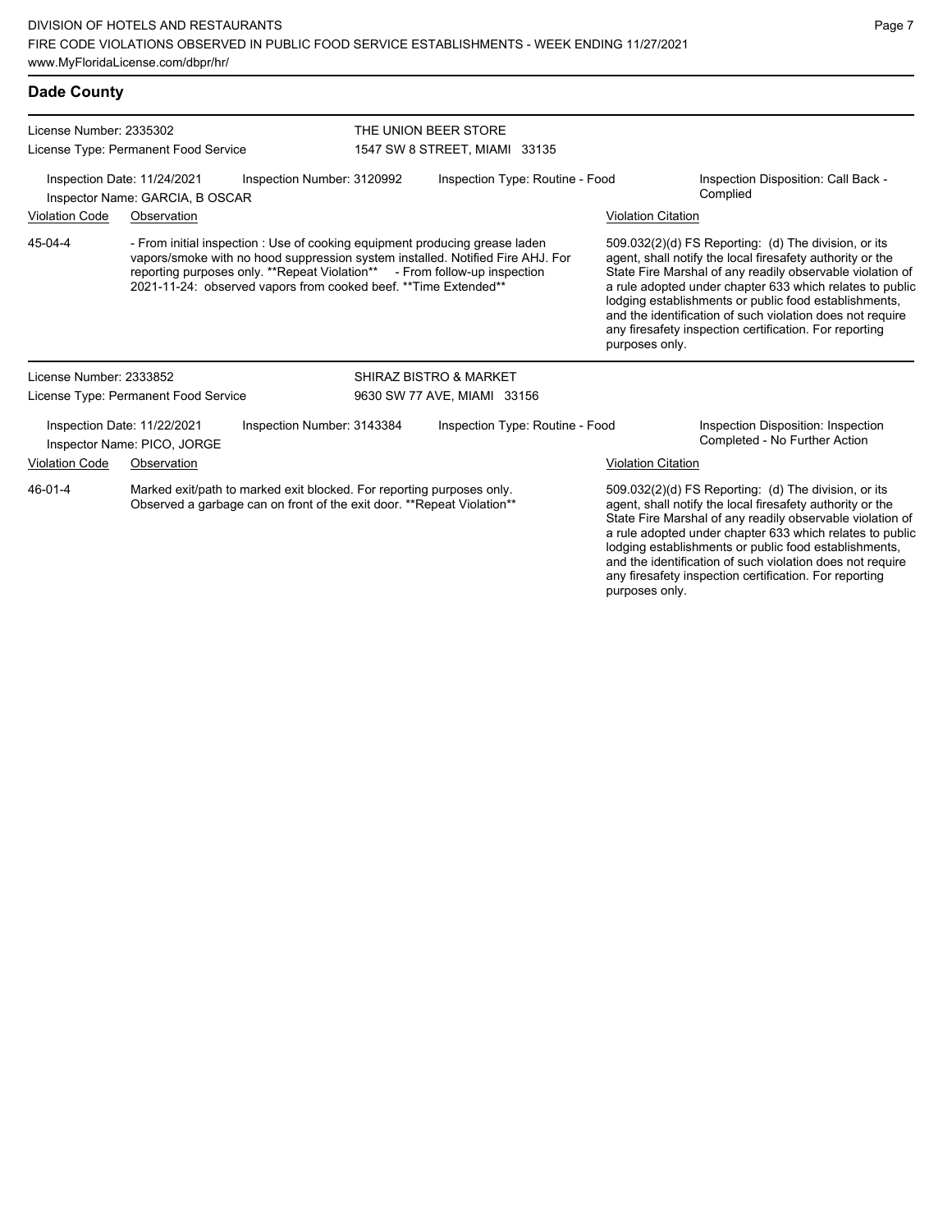## Dade County

**License Number:** 2335302
**License Type:** Permanent Food Service

**THE UNION BEER STORE**
1547 SW 8 STREET, MIAMI 33135

Inspection Date: 11/24/2021 | Inspection Number: 3120992 | Inspection Type: Routine - Food | Inspection Disposition: Call Back - Complied
Inspector Name: GARCIA, B OSCAR

| Violation Code | Observation | Violation Citation |
| --- | --- | --- |
| 45-04-4 | - From initial inspection : Use of cooking equipment producing grease laden vapors/smoke with no hood suppression system installed. Notified Fire AHJ. For reporting purposes only. **Repeat Violation** - From follow-up inspection 2021-11-24: observed vapors from cooked beef. **Time Extended** | 509.032(2)(d) FS Reporting: (d) The division, or its agent, shall notify the local firesafety authority or the State Fire Marshal of any readily observable violation of a rule adopted under chapter 633 which relates to public lodging establishments or public food establishments, and the identification of such violation does not require any firesafety inspection certification. For reporting purposes only. |

**License Number:** 2333852
**License Type:** Permanent Food Service

**SHIRAZ BISTRO & MARKET**
9630 SW 77 AVE, MIAMI 33156

Inspection Date: 11/22/2021 | Inspection Number: 3143384 | Inspection Type: Routine - Food | Inspection Disposition: Inspection Completed - No Further Action
Inspector Name: PICO, JORGE

| Violation Code | Observation | Violation Citation |
| --- | --- | --- |
| 46-01-4 | Marked exit/path to marked exit blocked. For reporting purposes only. Observed a garbage can on front of the exit door. **Repeat Violation** | 509.032(2)(d) FS Reporting: (d) The division, or its agent, shall notify the local firesafety authority or the State Fire Marshal of any readily observable violation of a rule adopted under chapter 633 which relates to public lodging establishments or public food establishments, and the identification of such violation does not require any firesafety inspection certification. For reporting purposes only. |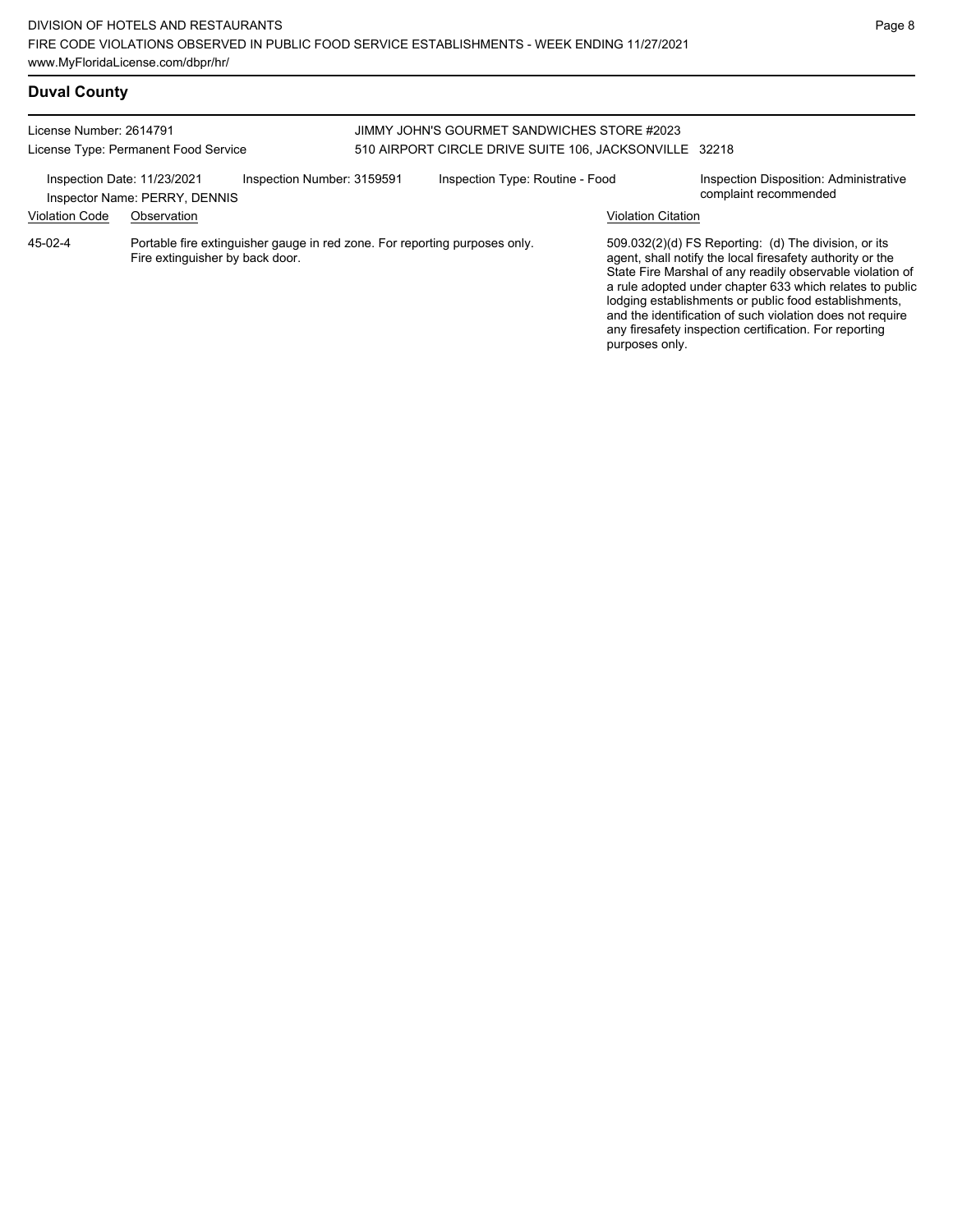## Duval County

License Number: 2614791
License Type: Permanent Food Service

JIMMY JOHN'S GOURMET SANDWICHES STORE #2023
510 AIRPORT CIRCLE DRIVE SUITE 106, JACKSONVILLE 32218

Inspection Date: 11/23/2021
Inspector Name: PERRY, DENNIS
Inspection Number: 3159591
Inspection Type: Routine - Food
Inspection Disposition: Administrative complaint recommended

| Violation Code | Observation | Violation Citation |
| --- | --- | --- |
| 45-02-4 | Portable fire extinguisher gauge in red zone. For reporting purposes only. Fire extinguisher by back door. | 509.032(2)(d) FS Reporting: (d) The division, or its agent, shall notify the local firesafety authority or the State Fire Marshal of any readily observable violation of a rule adopted under chapter 633 which relates to public lodging establishments or public food establishments, and the identification of such violation does not require any firesafety inspection certification. For reporting purposes only. |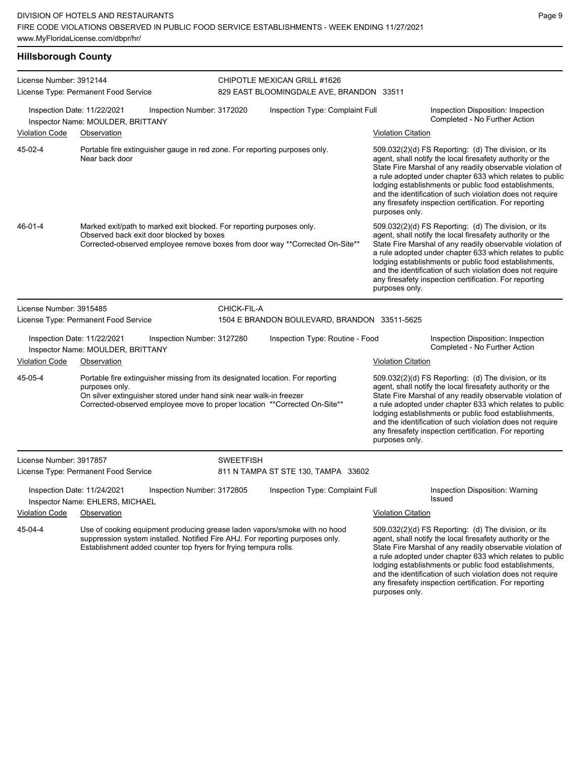## Hillsborough County

**License Number:** 3912144
**License Type:** Permanent Food Service

**CHIPOTLE MEXICAN GRILL #1626**
829 EAST BLOOMINGDALE AVE, BRANDON 33511

**Inspection Date:** 11/22/2021 | **Inspection Number:** 3172020 | **Inspection Type:** Complaint Full | **Inspection Disposition:** Inspection Completed - No Further Action
**Inspector Name:** MOULDER, BRITTANY

| Violation Code | Observation | Violation Citation |
|---|---|---|
| 45-02-4 | Portable fire extinguisher gauge in red zone. For reporting purposes only. Near back door | 509.032(2)(d) FS Reporting: (d) The division, or its agent, shall notify the local firesafety authority or the State Fire Marshal of any readily observable violation of a rule adopted under chapter 633 which relates to public lodging establishments or public food establishments, and the identification of such violation does not require any firesafety inspection certification. For reporting purposes only. |
| 46-01-4 | Marked exit/path to marked exit blocked. For reporting purposes only. Observed back exit door blocked by boxes Corrected-observed employee remove boxes from door way **Corrected On-Site** | 509.032(2)(d) FS Reporting: (d) The division, or its agent, shall notify the local firesafety authority or the State Fire Marshal of any readily observable violation of a rule adopted under chapter 633 which relates to public lodging establishments or public food establishments, and the identification of such violation does not require any firesafety inspection certification. For reporting purposes only. |

**License Number:** 3915485
**License Type:** Permanent Food Service

**CHICK-FIL-A**
1504 E BRANDON BOULEVARD, BRANDON 33511-5625

**Inspection Date:** 11/22/2021 | **Inspection Number:** 3127280 | **Inspection Type:** Routine - Food | **Inspection Disposition:** Inspection Completed - No Further Action
**Inspector Name:** MOULDER, BRITTANY

| Violation Code | Observation | Violation Citation |
|---|---|---|
| 45-05-4 | Portable fire extinguisher missing from its designated location. For reporting purposes only. On silver extinguisher stored under hand sink near walk-in freezer Corrected-observed employee move to proper location **Corrected On-Site** | 509.032(2)(d) FS Reporting: (d) The division, or its agent, shall notify the local firesafety authority or the State Fire Marshal of any readily observable violation of a rule adopted under chapter 633 which relates to public lodging establishments or public food establishments, and the identification of such violation does not require any firesafety inspection certification. For reporting purposes only. |

**License Number:** 3917857
**License Type:** Permanent Food Service

**SWEETFISH**
811 N TAMPA ST STE 130, TAMPA 33602

**Inspection Date:** 11/24/2021 | **Inspection Number:** 3172805 | **Inspection Type:** Complaint Full | **Inspection Disposition:** Warning Issued
**Inspector Name:** EHLERS, MICHAEL

| Violation Code | Observation | Violation Citation |
|---|---|---|
| 45-04-4 | Use of cooking equipment producing grease laden vapors/smoke with no hood suppression system installed. Notified Fire AHJ. For reporting purposes only. Establishment added counter top fryers for frying tempura rolls. | 509.032(2)(d) FS Reporting: (d) The division, or its agent, shall notify the local firesafety authority or the State Fire Marshal of any readily observable violation of a rule adopted under chapter 633 which relates to public lodging establishments or public food establishments, and the identification of such violation does not require any firesafety inspection certification. For reporting purposes only. |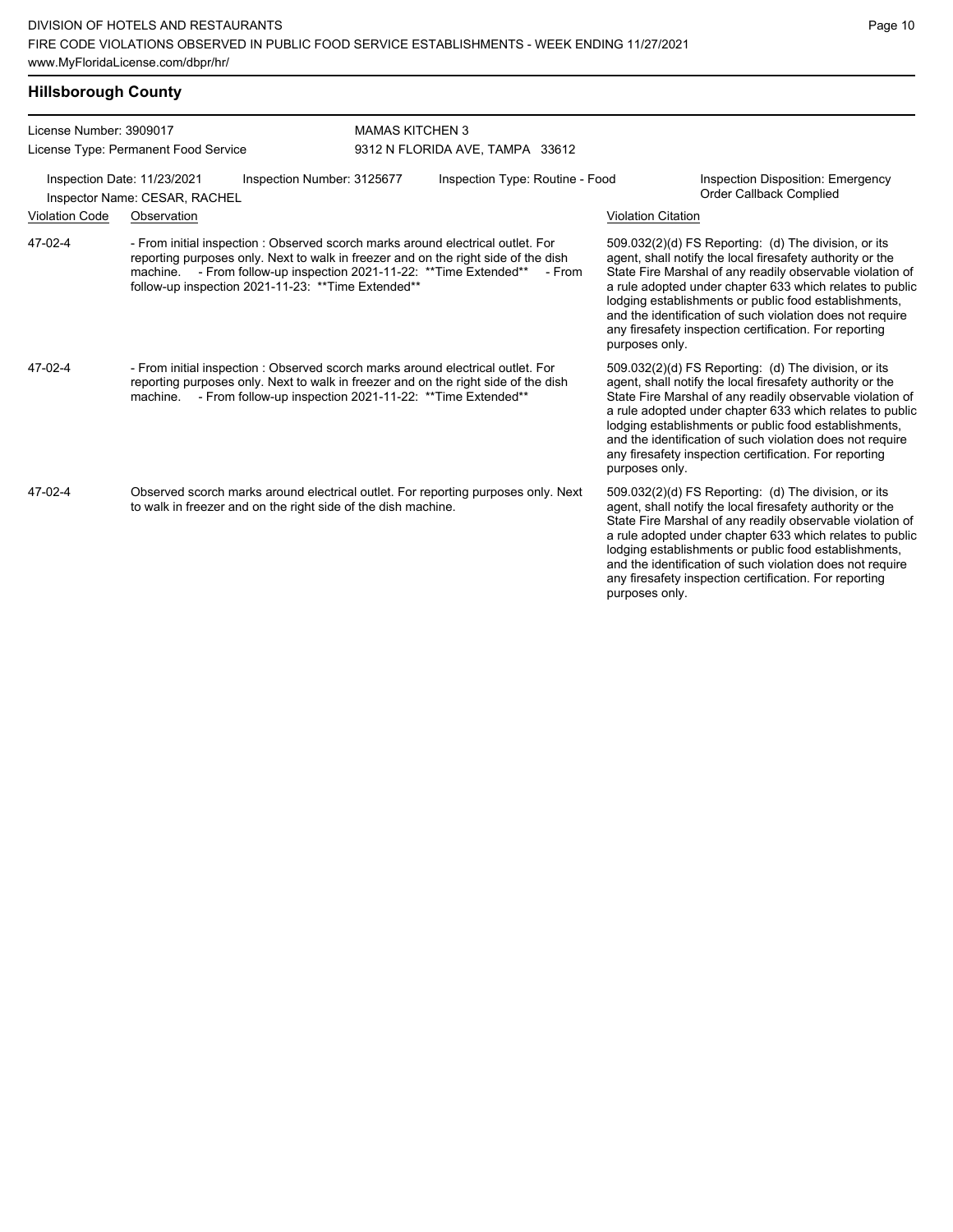## Hillsborough County

License Number: 3909017
License Type: Permanent Food Service

MAMAS KITCHEN 3
9312 N FLORIDA AVE, TAMPA 33612

Inspection Date: 11/23/2021 Inspection Number: 3125677 Inspection Type: Routine - Food Inspection Disposition: Emergency Order Callback Complied
Inspector Name: CESAR, RACHEL

| Violation Code | Observation | Violation Citation |
| --- | --- | --- |
| 47-02-4 | - From initial inspection : Observed scorch marks around electrical outlet. For reporting purposes only. Next to walk in freezer and on the right side of the dish machine. - From follow-up inspection 2021-11-22: **Time Extended** - From follow-up inspection 2021-11-23: **Time Extended** | 509.032(2)(d) FS Reporting: (d) The division, or its agent, shall notify the local firesafety authority or the State Fire Marshal of any readily observable violation of a rule adopted under chapter 633 which relates to public lodging establishments or public food establishments, and the identification of such violation does not require any firesafety inspection certification. For reporting purposes only. |
| 47-02-4 | - From initial inspection : Observed scorch marks around electrical outlet. For reporting purposes only. Next to walk in freezer and on the right side of the dish machine. - From follow-up inspection 2021-11-22: **Time Extended** | 509.032(2)(d) FS Reporting: (d) The division, or its agent, shall notify the local firesafety authority or the State Fire Marshal of any readily observable violation of a rule adopted under chapter 633 which relates to public lodging establishments or public food establishments, and the identification of such violation does not require any firesafety inspection certification. For reporting purposes only. |
| 47-02-4 | Observed scorch marks around electrical outlet. For reporting purposes only. Next to walk in freezer and on the right side of the dish machine. | 509.032(2)(d) FS Reporting: (d) The division, or its agent, shall notify the local firesafety authority or the State Fire Marshal of any readily observable violation of a rule adopted under chapter 633 which relates to public lodging establishments or public food establishments, and the identification of such violation does not require any firesafety inspection certification. For reporting purposes only. |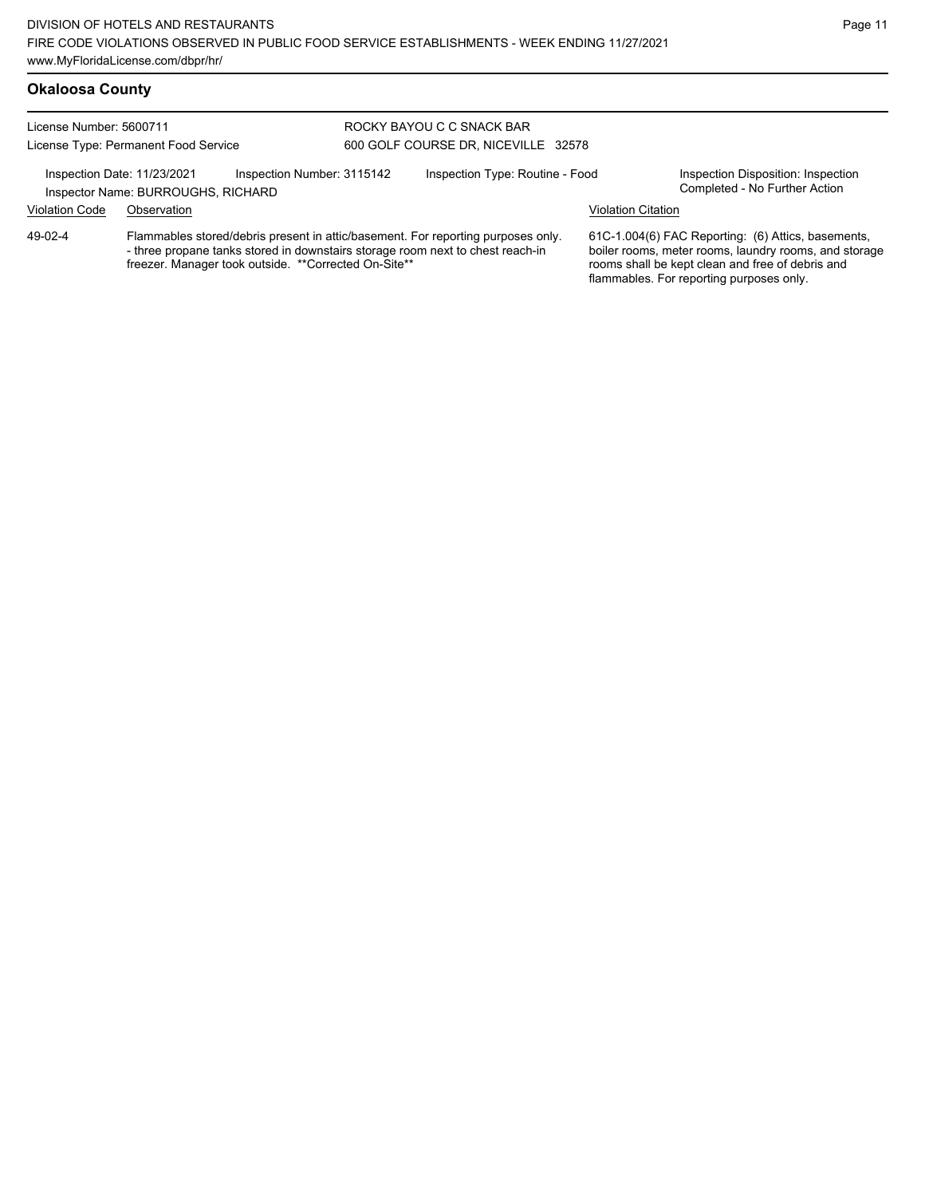## Okaloosa County

License Number: 5600711
License Type: Permanent Food Service

ROCKY BAYOU C C SNACK BAR
600 GOLF COURSE DR, NICEVILLE 32578

Inspection Date: 11/23/2021 | Inspection Number: 3115142 | Inspection Type: Routine - Food | Inspection Disposition: Inspection Completed - No Further Action
Inspector Name: BURROUGHS, RICHARD

| Violation Code | Observation | Violation Citation |
|---|---|---|
| 49-02-4 | Flammables stored/debris present in attic/basement. For reporting purposes only. - three propane tanks stored in downstairs storage room next to chest reach-in freezer. Manager took outside. **Corrected On-Site** | 61C-1.004(6) FAC Reporting: (6) Attics, basements, boiler rooms, meter rooms, laundry rooms, and storage rooms shall be kept clean and free of debris and flammables. For reporting purposes only. |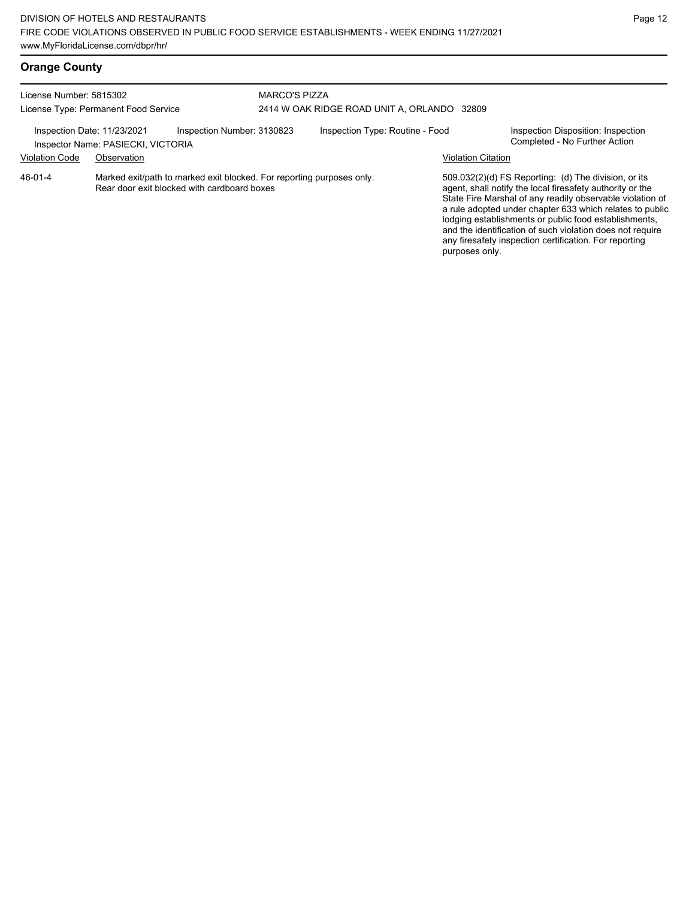## Orange County

License Number: 5815302
License Type: Permanent Food Service

MARCO'S PIZZA
2414 W OAK RIDGE ROAD UNIT A, ORLANDO 32809

Inspection Date: 11/23/2021
Inspection Number: 3130823
Inspection Type: Routine - Food
Inspection Disposition: Inspection Completed - No Further Action
Inspector Name: PASIECKI, VICTORIA

| Violation Code | Observation | Violation Citation |
| --- | --- | --- |
| 46-01-4 | Marked exit/path to marked exit blocked. For reporting purposes only. Rear door exit blocked with cardboard boxes | 509.032(2)(d) FS Reporting: (d) The division, or its agent, shall notify the local firesafety authority or the State Fire Marshal of any readily observable violation of a rule adopted under chapter 633 which relates to public lodging establishments or public food establishments, and the identification of such violation does not require any firesafety inspection certification. For reporting purposes only. |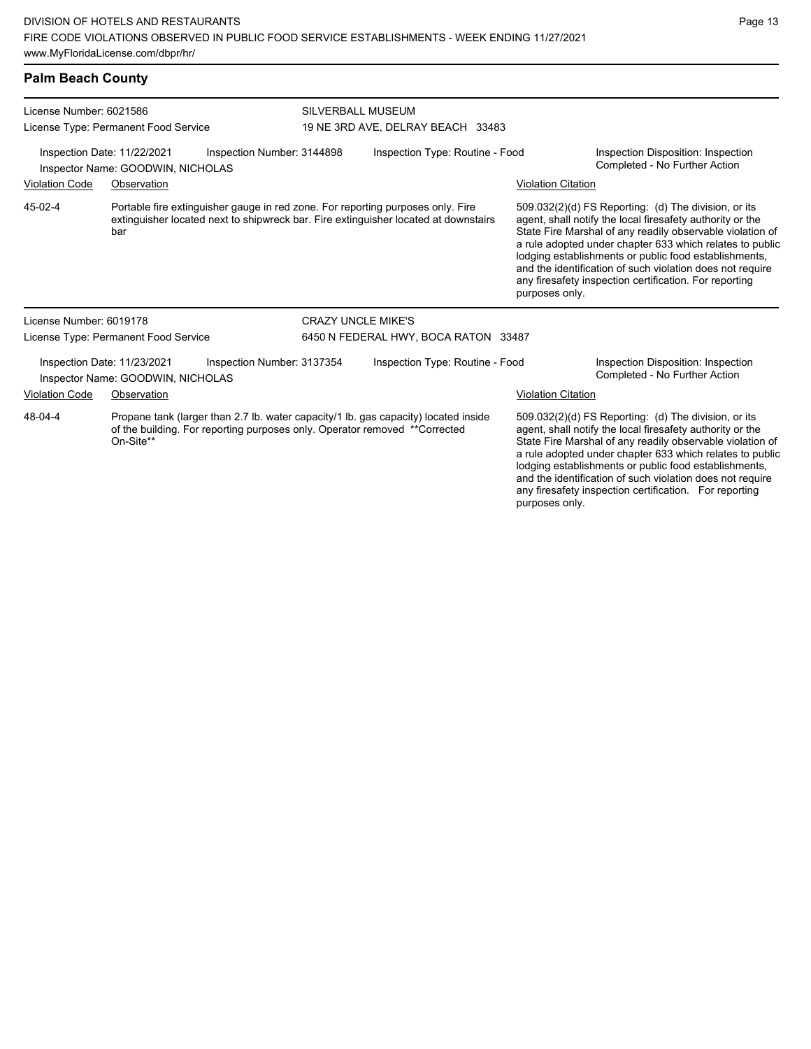## Palm Beach County

**License Number:** 6021586
**License Type:** Permanent Food Service

**SILVERBALL MUSEUM**
19 NE 3RD AVE, DELRAY BEACH 33483

**Inspection Date:** 11/22/2021
**Inspection Number:** 3144898
**Inspection Type:** Routine - Food
**Inspection Disposition:** Inspection Completed - No Further Action
**Inspector Name:** GOODWIN, NICHOLAS

| Violation Code | Observation | Violation Citation |
|---|---|---|
| 45-02-4 | Portable fire extinguisher gauge in red zone. For reporting purposes only. Fire extinguisher located next to shipwreck bar. Fire extinguisher located at downstairs bar | 509.032(2)(d) FS Reporting: (d) The division, or its agent, shall notify the local firesafety authority or the State Fire Marshal of any readily observable violation of a rule adopted under chapter 633 which relates to public lodging establishments or public food establishments, and the identification of such violation does not require any firesafety inspection certification. For reporting purposes only. |

**License Number:** 6019178
**License Type:** Permanent Food Service

**CRAZY UNCLE MIKE'S**
6450 N FEDERAL HWY, BOCA RATON 33487

**Inspection Date:** 11/23/2021
**Inspection Number:** 3137354
**Inspection Type:** Routine - Food
**Inspection Disposition:** Inspection Completed - No Further Action
**Inspector Name:** GOODWIN, NICHOLAS

| Violation Code | Observation | Violation Citation |
|---|---|---|
| 48-04-4 | Propane tank (larger than 2.7 lb. water capacity/1 lb. gas capacity) located inside of the building. For reporting purposes only. Operator removed **Corrected On-Site** | 509.032(2)(d) FS Reporting: (d) The division, or its agent, shall notify the local firesafety authority or the State Fire Marshal of any readily observable violation of a rule adopted under chapter 633 which relates to public lodging establishments or public food establishments, and the identification of such violation does not require any firesafety inspection certification. For reporting purposes only. |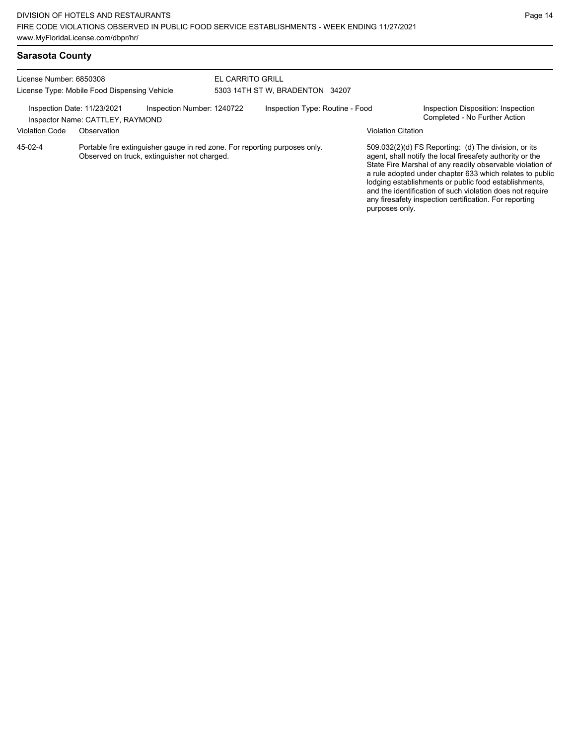## Sarasota County

License Number: 6850308
License Type: Mobile Food Dispensing Vehicle

EL CARRITO GRILL
5303 14TH ST W, BRADENTON 34207

Inspection Date: 11/23/2021
Inspector Name: CATTLEY, RAYMOND
Inspection Number: 1240722
Inspection Type: Routine - Food
Inspection Disposition: Inspection Completed - No Further Action

| Violation Code | Observation | Violation Citation |
| --- | --- | --- |
| 45-02-4 | Portable fire extinguisher gauge in red zone. For reporting purposes only. Observed on truck, extinguisher not charged. | 509.032(2)(d) FS Reporting: (d) The division, or its agent, shall notify the local firesafety authority or the State Fire Marshal of any readily observable violation of a rule adopted under chapter 633 which relates to public lodging establishments or public food establishments, and the identification of such violation does not require any firesafety inspection certification. For reporting purposes only. |